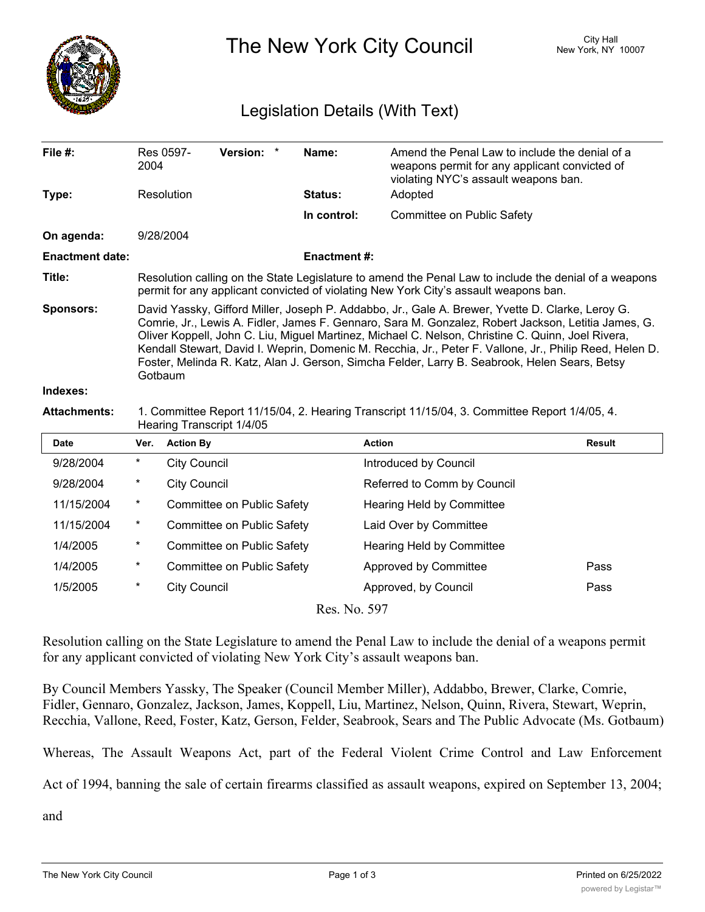# The New York City Council

City Hall
New York, NY 10007

## Legislation Details (With Text)

| | | | |
|---|---|---|---|
| **File #:** | Res 0597-2004 **Version:** * | **Name:** | Amend the Penal Law to include the denial of a weapons permit for any applicant convicted of violating NYC's assault weapons ban. |
| **Type:** | Resolution | **Status:** | Adopted |
| | | **In control:** | Committee on Public Safety |
| **On agenda:** | 9/28/2004 | | |
| **Enactment date:** | | **Enactment #:** | |

**Title:** Resolution calling on the State Legislature to amend the Penal Law to include the denial of a weapons permit for any applicant convicted of violating New York City's assault weapons ban.

**Sponsors:** David Yassky, Gifford Miller, Joseph P. Addabbo, Jr., Gale A. Brewer, Yvette D. Clarke, Leroy G. Comrie, Jr., Lewis A. Fidler, James F. Gennaro, Sara M. Gonzalez, Robert Jackson, Letitia James, G. Oliver Koppell, John C. Liu, Miguel Martinez, Michael C. Nelson, Christine C. Quinn, Joel Rivera, Kendall Stewart, David I. Weprin, Domenic M. Recchia, Jr., Peter F. Vallone, Jr., Philip Reed, Helen D. Foster, Melinda R. Katz, Alan J. Gerson, Simcha Felder, Larry B. Seabrook, Helen Sears, Betsy Gotbaum

**Indexes:**

**Attachments:** 1. Committee Report 11/15/04, 2. Hearing Transcript 11/15/04, 3. Committee Report 1/4/05, 4. Hearing Transcript 1/4/05

| Date | Ver. | Action By | Action | Result |
|---|---|---|---|---|
| 9/28/2004 | * | City Council | Introduced by Council | |
| 9/28/2004 | * | City Council | Referred to Comm by Council | |
| 11/15/2004 | * | Committee on Public Safety | Hearing Held by Committee | |
| 11/15/2004 | * | Committee on Public Safety | Laid Over by Committee | |
| 1/4/2005 | * | Committee on Public Safety | Hearing Held by Committee | |
| 1/4/2005 | * | Committee on Public Safety | Approved by Committee | Pass |
| 1/5/2005 | * | City Council | Approved, by Council | Pass |

Res. No. 597

Resolution calling on the State Legislature to amend the Penal Law to include the denial of a weapons permit for any applicant convicted of violating New York City's assault weapons ban.

By Council Members Yassky, The Speaker (Council Member Miller), Addabbo, Brewer, Clarke, Comrie, Fidler, Gennaro, Gonzalez, Jackson, James, Koppell, Liu, Martinez, Nelson, Quinn, Rivera, Stewart, Weprin, Recchia, Vallone, Reed, Foster, Katz, Gerson, Felder, Seabrook, Sears and The Public Advocate (Ms. Gotbaum)

Whereas, The Assault Weapons Act, part of the Federal Violent Crime Control and Law Enforcement Act of 1994, banning the sale of certain firearms classified as assault weapons, expired on September 13, 2004; and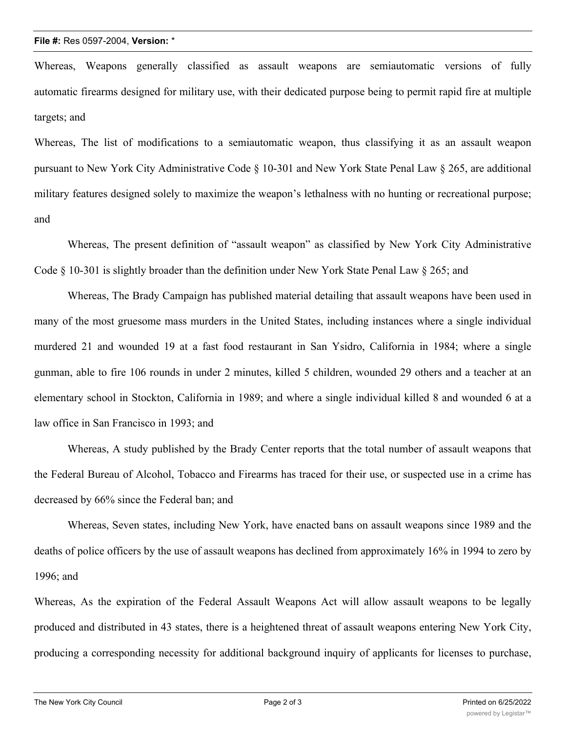Whereas, Weapons generally classified as assault weapons are semiautomatic versions of fully automatic firearms designed for military use, with their dedicated purpose being to permit rapid fire at multiple targets; and

Whereas, The list of modifications to a semiautomatic weapon, thus classifying it as an assault weapon pursuant to New York City Administrative Code § 10-301 and New York State Penal Law § 265, are additional military features designed solely to maximize the weapon's lethalness with no hunting or recreational purpose; and

Whereas, The present definition of "assault weapon" as classified by New York City Administrative Code § 10-301 is slightly broader than the definition under New York State Penal Law § 265; and

Whereas, The Brady Campaign has published material detailing that assault weapons have been used in many of the most gruesome mass murders in the United States, including instances where a single individual murdered 21 and wounded 19 at a fast food restaurant in San Ysidro, California in 1984; where a single gunman, able to fire 106 rounds in under 2 minutes, killed 5 children, wounded 29 others and a teacher at an elementary school in Stockton, California in 1989; and where a single individual killed 8 and wounded 6 at a law office in San Francisco in 1993; and

Whereas, A study published by the Brady Center reports that the total number of assault weapons that the Federal Bureau of Alcohol, Tobacco and Firearms has traced for their use, or suspected use in a crime has decreased by 66% since the Federal ban; and

Whereas, Seven states, including New York, have enacted bans on assault weapons since 1989 and the deaths of police officers by the use of assault weapons has declined from approximately 16% in 1994 to zero by 1996; and

Whereas, As the expiration of the Federal Assault Weapons Act will allow assault weapons to be legally produced and distributed in 43 states, there is a heightened threat of assault weapons entering New York City, producing a corresponding necessity for additional background inquiry of applicants for licenses to purchase,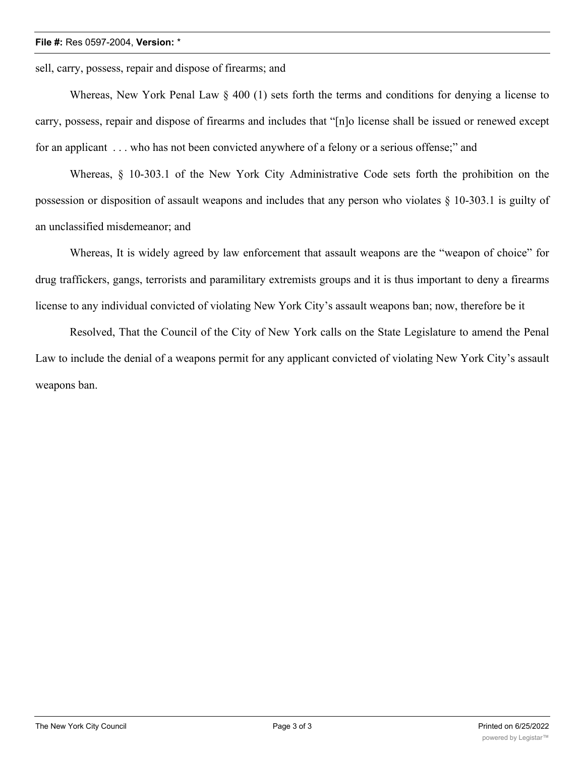sell, carry, possess, repair and dispose of firearms; and

Whereas, New York Penal Law § 400 (1) sets forth the terms and conditions for denying a license to carry, possess, repair and dispose of firearms and includes that "[n]o license shall be issued or renewed except for an applicant . . . who has not been convicted anywhere of a felony or a serious offense;" and

Whereas, § 10-303.1 of the New York City Administrative Code sets forth the prohibition on the possession or disposition of assault weapons and includes that any person who violates § 10-303.1 is guilty of an unclassified misdemeanor; and

Whereas, It is widely agreed by law enforcement that assault weapons are the "weapon of choice" for drug traffickers, gangs, terrorists and paramilitary extremists groups and it is thus important to deny a firearms license to any individual convicted of violating New York City's assault weapons ban; now, therefore be it

Resolved, That the Council of the City of New York calls on the State Legislature to amend the Penal Law to include the denial of a weapons permit for any applicant convicted of violating New York City's assault weapons ban.